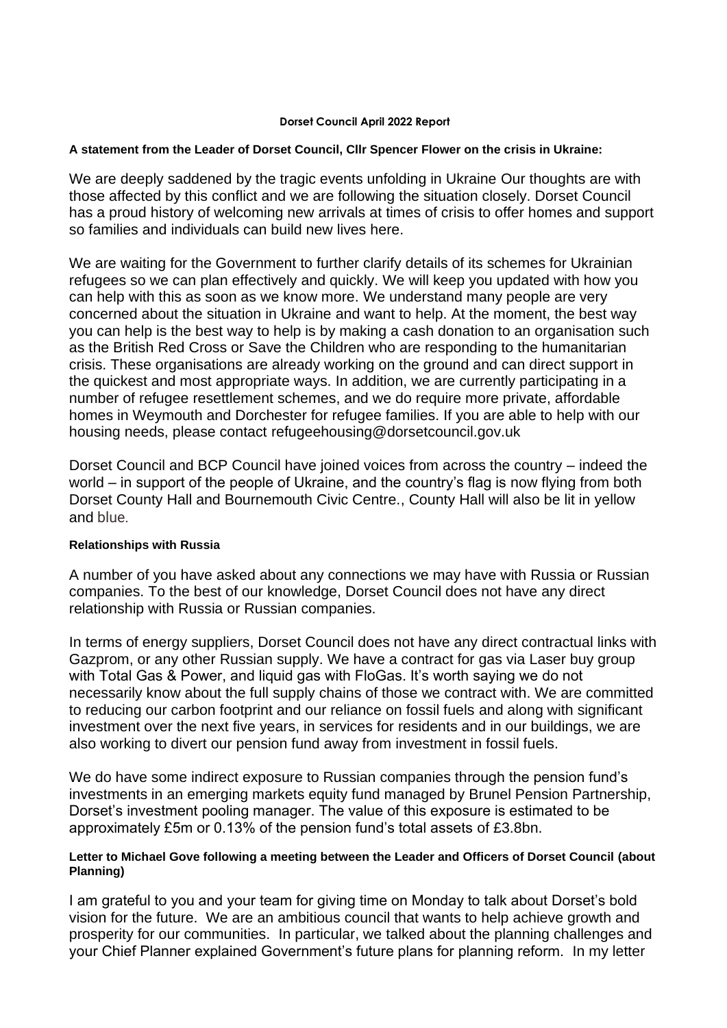# Dorset Council April 2022 Report

**A statement from the Leader of Dorset Council, Cllr Spencer Flower on the crisis in Ukraine:**

We are deeply saddened by the tragic events unfolding in Ukraine Our thoughts are with those affected by this conflict and we are following the situation closely. Dorset Council has a proud history of welcoming new arrivals at times of crisis to offer homes and support so families and individuals can build new lives here.

We are waiting for the Government to further clarify details of its schemes for Ukrainian refugees so we can plan effectively and quickly. We will keep you updated with how you can help with this as soon as we know more. We understand many people are very concerned about the situation in Ukraine and want to help. At the moment, the best way you can help is the best way to help is by making a cash donation to an organisation such as the British Red Cross or Save the Children who are responding to the humanitarian crisis. These organisations are already working on the ground and can direct support in the quickest and most appropriate ways. In addition, we are currently participating in a number of refugee resettlement schemes, and we do require more private, affordable homes in Weymouth and Dorchester for refugee families. If you are able to help with our housing needs, please contact refugeehousing@dorsetcouncil.gov.uk

Dorset Council and BCP Council have joined voices from across the country – indeed the world – in support of the people of Ukraine, and the country's flag is now flying from both Dorset County Hall and Bournemouth Civic Centre., County Hall will also be lit in yellow and blue.

**Relationships with Russia**

A number of you have asked about any connections we may have with Russia or Russian companies. To the best of our knowledge, Dorset Council does not have any direct relationship with Russia or Russian companies.

In terms of energy suppliers, Dorset Council does not have any direct contractual links with Gazprom, or any other Russian supply. We have a contract for gas via Laser buy group with Total Gas & Power, and liquid gas with FloGas. It's worth saying we do not necessarily know about the full supply chains of those we contract with. We are committed to reducing our carbon footprint and our reliance on fossil fuels and along with significant investment over the next five years, in services for residents and in our buildings, we are also working to divert our pension fund away from investment in fossil fuels.

We do have some indirect exposure to Russian companies through the pension fund's investments in an emerging markets equity fund managed by Brunel Pension Partnership, Dorset's investment pooling manager. The value of this exposure is estimated to be approximately £5m or 0.13% of the pension fund's total assets of £3.8bn.

**Letter to Michael Gove following a meeting between the Leader and Officers of Dorset Council (about Planning)**

I am grateful to you and your team for giving time on Monday to talk about Dorset's bold vision for the future. We are an ambitious council that wants to help achieve growth and prosperity for our communities. In particular, we talked about the planning challenges and your Chief Planner explained Government's future plans for planning reform. In my letter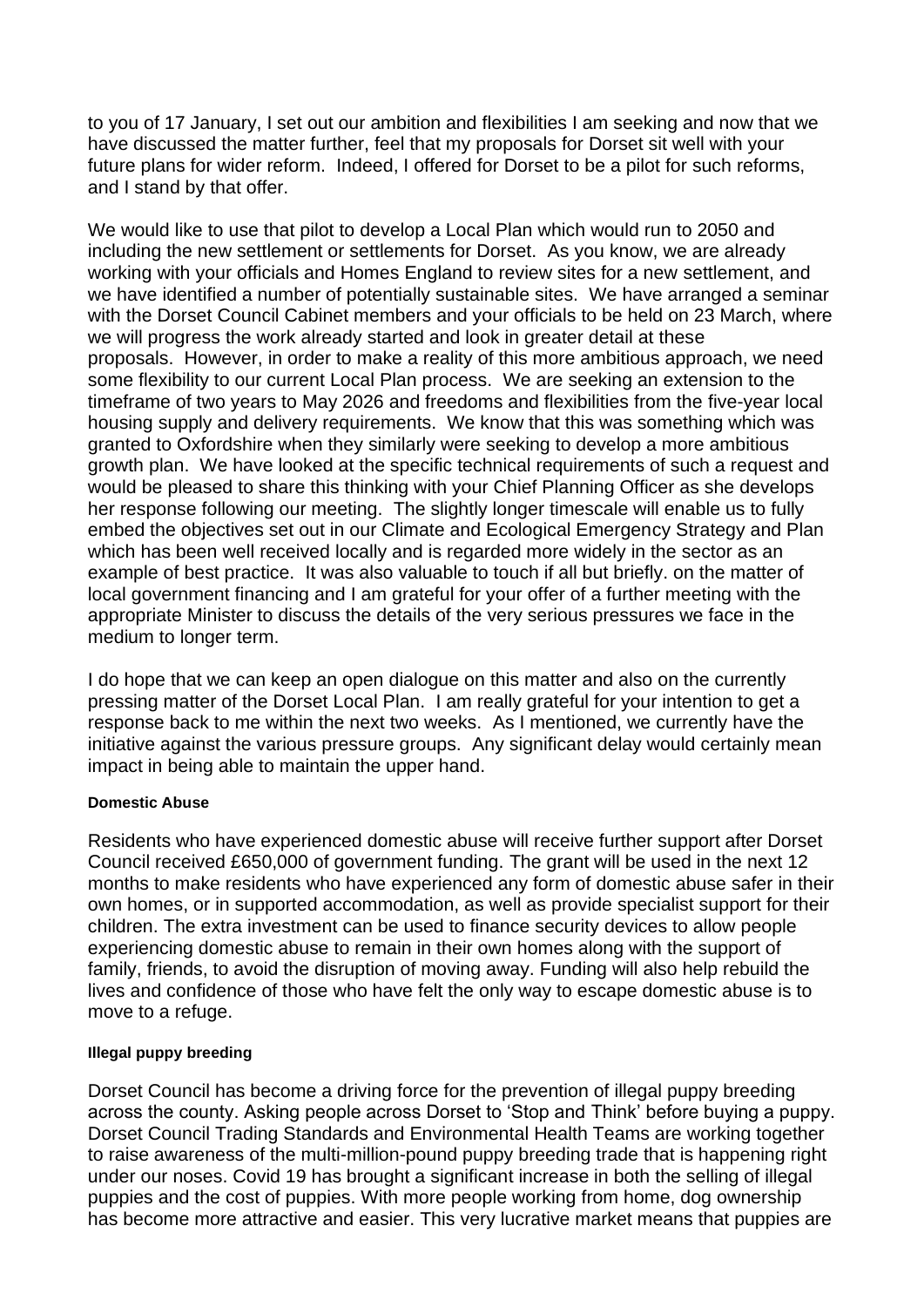to you of 17 January, I set out our ambition and flexibilities I am seeking and now that we have discussed the matter further, feel that my proposals for Dorset sit well with your future plans for wider reform. Indeed, I offered for Dorset to be a pilot for such reforms, and I stand by that offer.

We would like to use that pilot to develop a Local Plan which would run to 2050 and including the new settlement or settlements for Dorset. As you know, we are already working with your officials and Homes England to review sites for a new settlement, and we have identified a number of potentially sustainable sites. We have arranged a seminar with the Dorset Council Cabinet members and your officials to be held on 23 March, where we will progress the work already started and look in greater detail at these proposals. However, in order to make a reality of this more ambitious approach, we need some flexibility to our current Local Plan process. We are seeking an extension to the timeframe of two years to May 2026 and freedoms and flexibilities from the five-year local housing supply and delivery requirements. We know that this was something which was granted to Oxfordshire when they similarly were seeking to develop a more ambitious growth plan. We have looked at the specific technical requirements of such a request and would be pleased to share this thinking with your Chief Planning Officer as she develops her response following our meeting. The slightly longer timescale will enable us to fully embed the objectives set out in our Climate and Ecological Emergency Strategy and Plan which has been well received locally and is regarded more widely in the sector as an example of best practice. It was also valuable to touch if all but briefly. on the matter of local government financing and I am grateful for your offer of a further meeting with the appropriate Minister to discuss the details of the very serious pressures we face in the medium to longer term.

I do hope that we can keep an open dialogue on this matter and also on the currently pressing matter of the Dorset Local Plan. I am really grateful for your intention to get a response back to me within the next two weeks. As I mentioned, we currently have the initiative against the various pressure groups. Any significant delay would certainly mean impact in being able to maintain the upper hand.

#### Domestic Abuse

Residents who have experienced domestic abuse will receive further support after Dorset Council received £650,000 of government funding. The grant will be used in the next 12 months to make residents who have experienced any form of domestic abuse safer in their own homes, or in supported accommodation, as well as provide specialist support for their children. The extra investment can be used to finance security devices to allow people experiencing domestic abuse to remain in their own homes along with the support of family, friends, to avoid the disruption of moving away. Funding will also help rebuild the lives and confidence of those who have felt the only way to escape domestic abuse is to move to a refuge.

#### Illegal puppy breeding

Dorset Council has become a driving force for the prevention of illegal puppy breeding across the county. Asking people across Dorset to 'Stop and Think' before buying a puppy. Dorset Council Trading Standards and Environmental Health Teams are working together to raise awareness of the multi-million-pound puppy breeding trade that is happening right under our noses. Covid 19 has brought a significant increase in both the selling of illegal puppies and the cost of puppies. With more people working from home, dog ownership has become more attractive and easier. This very lucrative market means that puppies are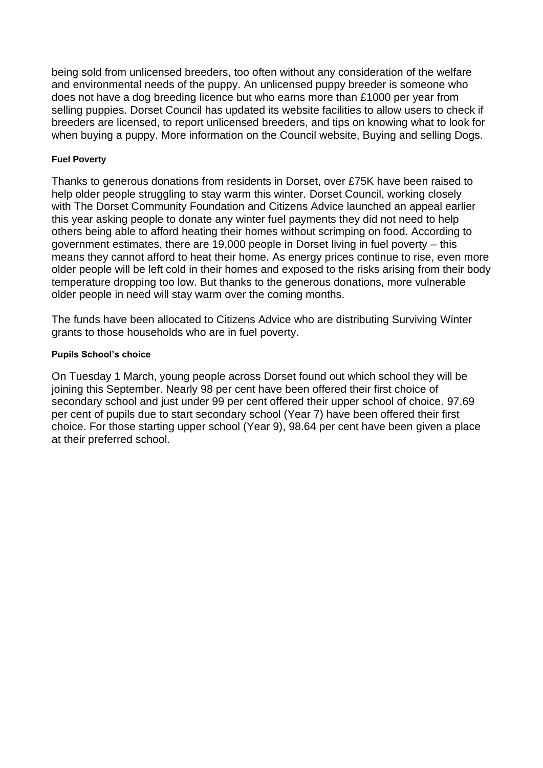being sold from unlicensed breeders, too often without any consideration of the welfare and environmental needs of the puppy. An unlicensed puppy breeder is someone who does not have a dog breeding licence but who earns more than £1000 per year from selling puppies. Dorset Council has updated its website facilities to allow users to check if breeders are licensed, to report unlicensed breeders, and tips on knowing what to look for when buying a puppy. More information on the Council website, Buying and selling Dogs.

#### Fuel Poverty

Thanks to generous donations from residents in Dorset, over £75K have been raised to help older people struggling to stay warm this winter. Dorset Council, working closely with The Dorset Community Foundation and Citizens Advice launched an appeal earlier this year asking people to donate any winter fuel payments they did not need to help others being able to afford heating their homes without scrimping on food. According to government estimates, there are 19,000 people in Dorset living in fuel poverty – this means they cannot afford to heat their home. As energy prices continue to rise, even more older people will be left cold in their homes and exposed to the risks arising from their body temperature dropping too low. But thanks to the generous donations, more vulnerable older people in need will stay warm over the coming months.

The funds have been allocated to Citizens Advice who are distributing Surviving Winter grants to those households who are in fuel poverty.

#### Pupils School's choice

On Tuesday 1 March, young people across Dorset found out which school they will be joining this September. Nearly 98 per cent have been offered their first choice of secondary school and just under 99 per cent offered their upper school of choice. 97.69 per cent of pupils due to start secondary school (Year 7) have been offered their first choice. For those starting upper school (Year 9), 98.64 per cent have been given a place at their preferred school.